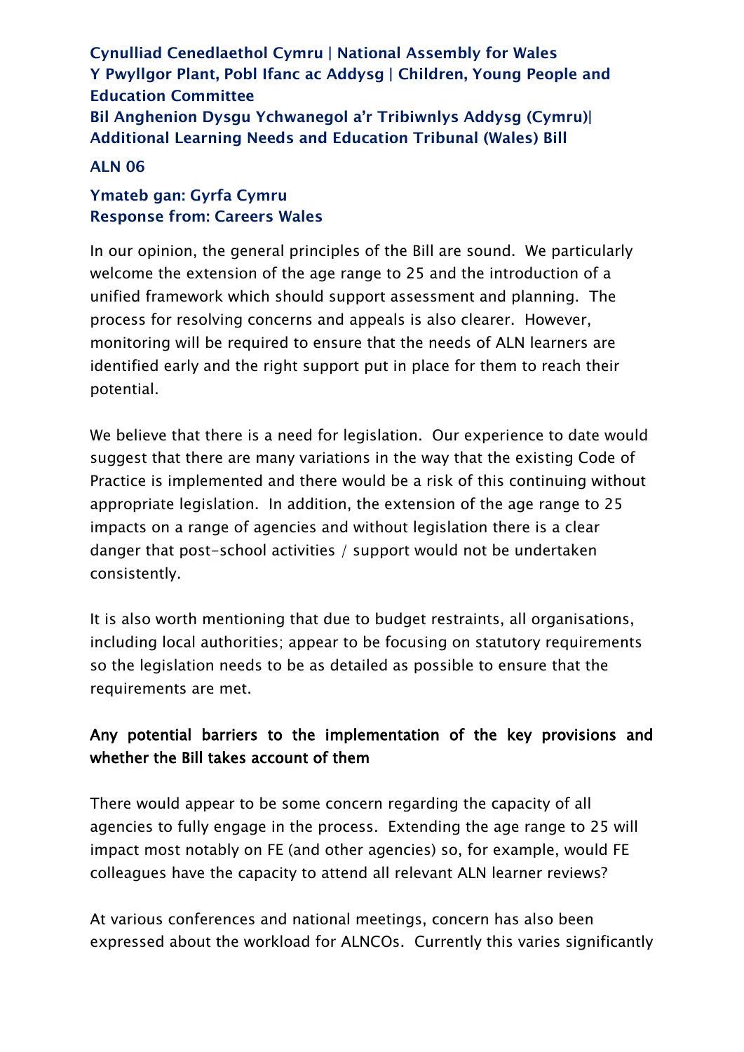**Cynulliad Cenedlaethol Cymru | National Assembly for Wales**
**Y Pwyllgor Plant, Pobl Ifanc ac Addysg | Children, Young People and Education Committee**
**Bil Anghenion Dysgu Ychwanegol a'r Tribiwnlys Addysg (Cymru)| Additional Learning Needs and Education Tribunal (Wales) Bill**

**ALN 06**

**Ymateb gan: Gyrfa Cymru**
**Response from: Careers Wales**

In our opinion, the general principles of the Bill are sound. We particularly welcome the extension of the age range to 25 and the introduction of a unified framework which should support assessment and planning. The process for resolving concerns and appeals is also clearer. However, monitoring will be required to ensure that the needs of ALN learners are identified early and the right support put in place for them to reach their potential.

We believe that there is a need for legislation. Our experience to date would suggest that there are many variations in the way that the existing Code of Practice is implemented and there would be a risk of this continuing without appropriate legislation. In addition, the extension of the age range to 25 impacts on a range of agencies and without legislation there is a clear danger that post-school activities / support would not be undertaken consistently.

It is also worth mentioning that due to budget restraints, all organisations, including local authorities; appear to be focusing on statutory requirements so the legislation needs to be as detailed as possible to ensure that the requirements are met.

## Any potential barriers to the implementation of the key provisions and whether the Bill takes account of them

There would appear to be some concern regarding the capacity of all agencies to fully engage in the process. Extending the age range to 25 will impact most notably on FE (and other agencies) so, for example, would FE colleagues have the capacity to attend all relevant ALN learner reviews?

At various conferences and national meetings, concern has also been expressed about the workload for ALNCOs. Currently this varies significantly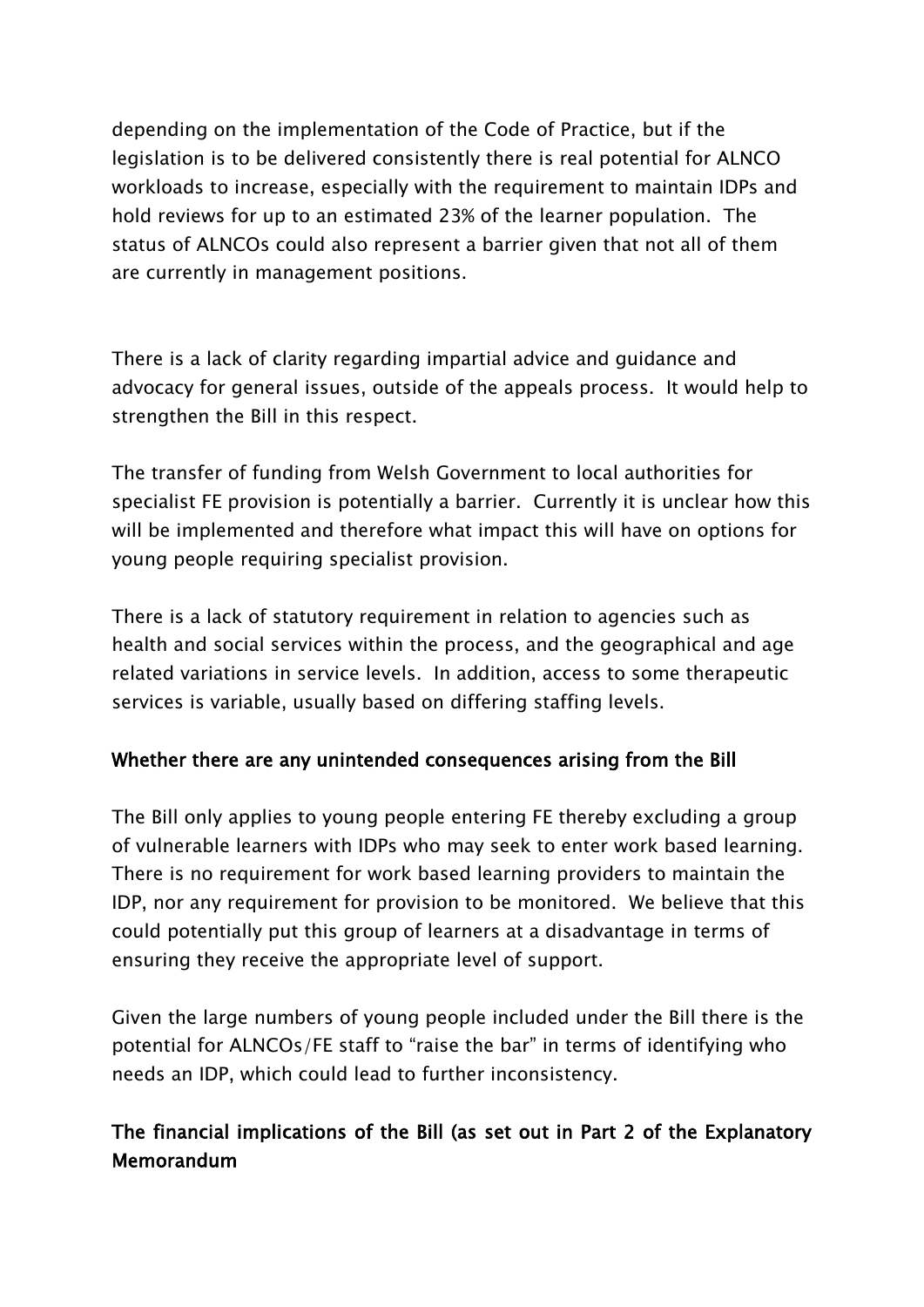depending on the implementation of the Code of Practice, but if the legislation is to be delivered consistently there is real potential for ALNCO workloads to increase, especially with the requirement to maintain IDPs and hold reviews for up to an estimated 23% of the learner population. The status of ALNCOs could also represent a barrier given that not all of them are currently in management positions.

There is a lack of clarity regarding impartial advice and guidance and advocacy for general issues, outside of the appeals process. It would help to strengthen the Bill in this respect.

The transfer of funding from Welsh Government to local authorities for specialist FE provision is potentially a barrier. Currently it is unclear how this will be implemented and therefore what impact this will have on options for young people requiring specialist provision.

There is a lack of statutory requirement in relation to agencies such as health and social services within the process, and the geographical and age related variations in service levels. In addition, access to some therapeutic services is variable, usually based on differing staffing levels.

**Whether there are any unintended consequences arising from the Bill**

The Bill only applies to young people entering FE thereby excluding a group of vulnerable learners with IDPs who may seek to enter work based learning. There is no requirement for work based learning providers to maintain the IDP, nor any requirement for provision to be monitored. We believe that this could potentially put this group of learners at a disadvantage in terms of ensuring they receive the appropriate level of support.

Given the large numbers of young people included under the Bill there is the potential for ALNCOs/FE staff to “raise the bar” in terms of identifying who needs an IDP, which could lead to further inconsistency.

**The financial implications of the Bill (as set out in Part 2 of the Explanatory Memorandum**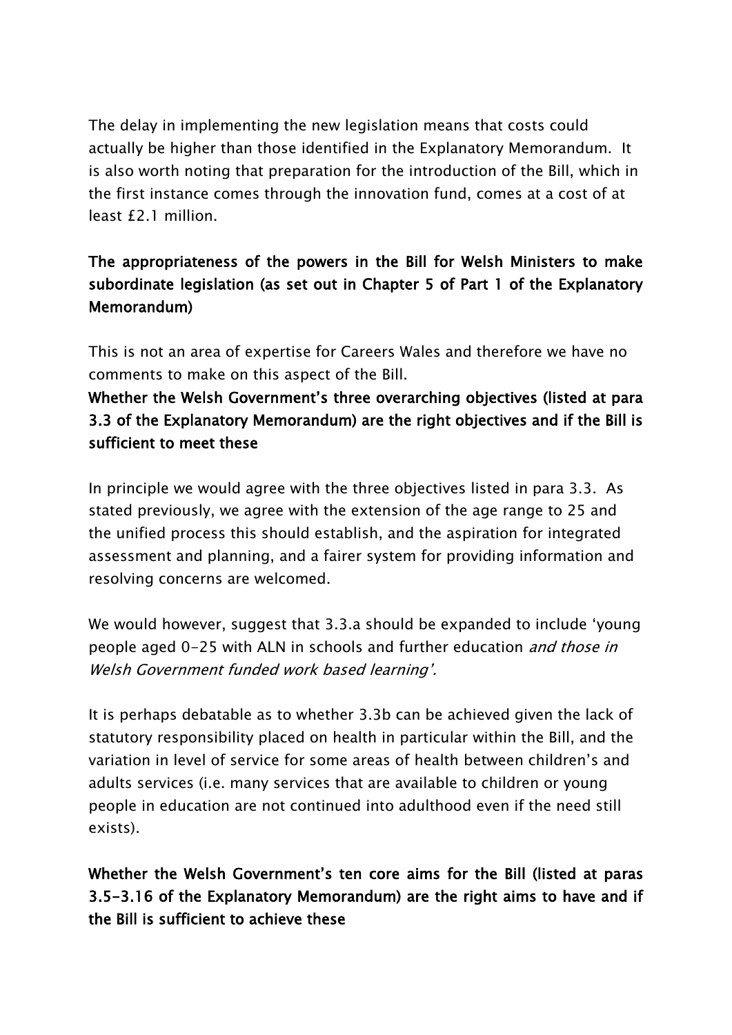The delay in implementing the new legislation means that costs could actually be higher than those identified in the Explanatory Memorandum. It is also worth noting that preparation for the introduction of the Bill, which in the first instance comes through the innovation fund, comes at a cost of at least £2.1 million.

**The appropriateness of the powers in the Bill for Welsh Ministers to make subordinate legislation (as set out in Chapter 5 of Part 1 of the Explanatory Memorandum)**

This is not an area of expertise for Careers Wales and therefore we have no comments to make on this aspect of the Bill.

**Whether the Welsh Government's three overarching objectives (listed at para 3.3 of the Explanatory Memorandum) are the right objectives and if the Bill is sufficient to meet these**

In principle we would agree with the three objectives listed in para 3.3. As stated previously, we agree with the extension of the age range to 25 and the unified process this should establish, and the aspiration for integrated assessment and planning, and a fairer system for providing information and resolving concerns are welcomed.

We would however, suggest that 3.3.a should be expanded to include 'young people aged 0-25 with ALN in schools and further education *and those in Welsh Government funded work based learning'.*

It is perhaps debatable as to whether 3.3b can be achieved given the lack of statutory responsibility placed on health in particular within the Bill, and the variation in level of service for some areas of health between children's and adults services (i.e. many services that are available to children or young people in education are not continued into adulthood even if the need still exists).

**Whether the Welsh Government's ten core aims for the Bill (listed at paras 3.5-3.16 of the Explanatory Memorandum) are the right aims to have and if the Bill is sufficient to achieve these**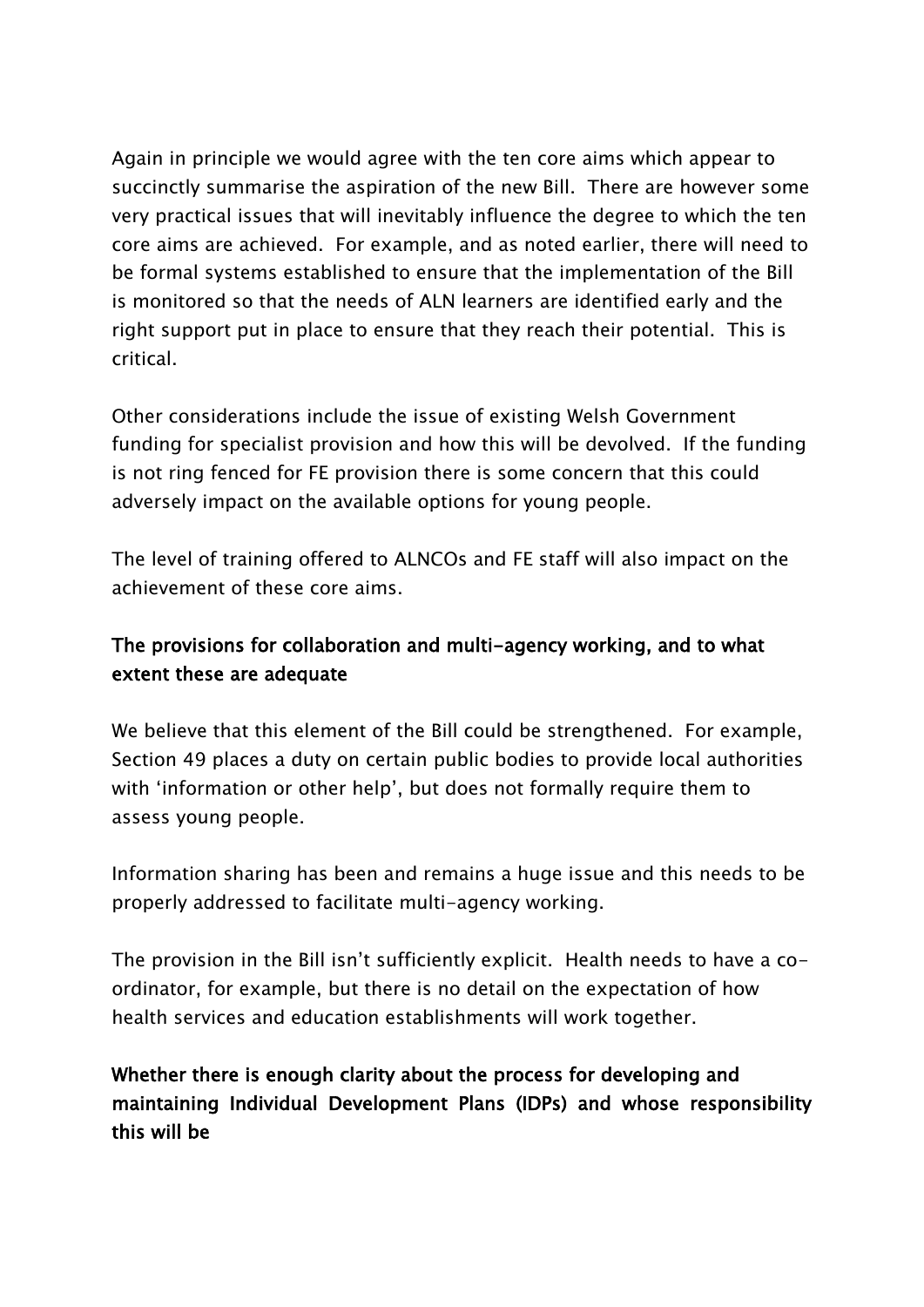Again in principle we would agree with the ten core aims which appear to succinctly summarise the aspiration of the new Bill. There are however some very practical issues that will inevitably influence the degree to which the ten core aims are achieved. For example, and as noted earlier, there will need to be formal systems established to ensure that the implementation of the Bill is monitored so that the needs of ALN learners are identified early and the right support put in place to ensure that they reach their potential. This is critical.

Other considerations include the issue of existing Welsh Government funding for specialist provision and how this will be devolved. If the funding is not ring fenced for FE provision there is some concern that this could adversely impact on the available options for young people.

The level of training offered to ALNCOs and FE staff will also impact on the achievement of these core aims.

**The provisions for collaboration and multi-agency working, and to what extent these are adequate**

We believe that this element of the Bill could be strengthened. For example, Section 49 places a duty on certain public bodies to provide local authorities with 'information or other help', but does not formally require them to assess young people.

Information sharing has been and remains a huge issue and this needs to be properly addressed to facilitate multi-agency working.

The provision in the Bill isn't sufficiently explicit. Health needs to have a co-ordinator, for example, but there is no detail on the expectation of how health services and education establishments will work together.

**Whether there is enough clarity about the process for developing and maintaining Individual Development Plans (IDPs) and whose responsibility this will be**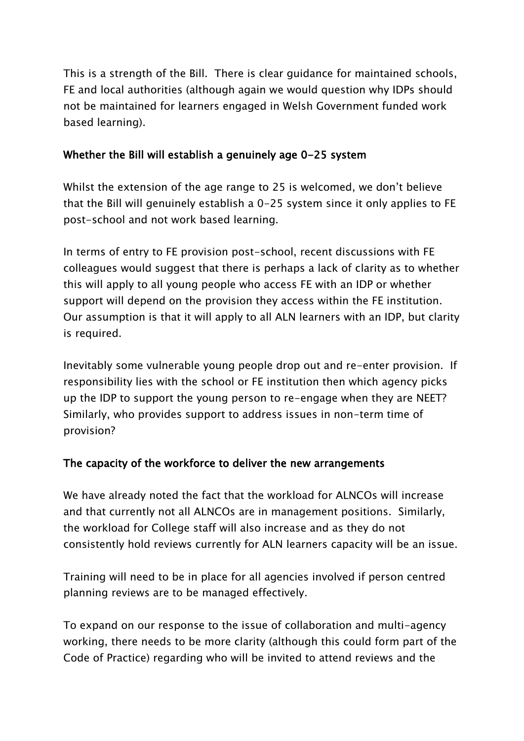This is a strength of the Bill. There is clear guidance for maintained schools, FE and local authorities (although again we would question why IDPs should not be maintained for learners engaged in Welsh Government funded work based learning).

### Whether the Bill will establish a genuinely age 0-25 system

Whilst the extension of the age range to 25 is welcomed, we don't believe that the Bill will genuinely establish a 0-25 system since it only applies to FE post-school and not work based learning.

In terms of entry to FE provision post-school, recent discussions with FE colleagues would suggest that there is perhaps a lack of clarity as to whether this will apply to all young people who access FE with an IDP or whether support will depend on the provision they access within the FE institution. Our assumption is that it will apply to all ALN learners with an IDP, but clarity is required.

Inevitably some vulnerable young people drop out and re-enter provision. If responsibility lies with the school or FE institution then which agency picks up the IDP to support the young person to re-engage when they are NEET? Similarly, who provides support to address issues in non-term time of provision?

### The capacity of the workforce to deliver the new arrangements

We have already noted the fact that the workload for ALNCOs will increase and that currently not all ALNCOs are in management positions. Similarly, the workload for College staff will also increase and as they do not consistently hold reviews currently for ALN learners capacity will be an issue.

Training will need to be in place for all agencies involved if person centred planning reviews are to be managed effectively.

To expand on our response to the issue of collaboration and multi-agency working, there needs to be more clarity (although this could form part of the Code of Practice) regarding who will be invited to attend reviews and the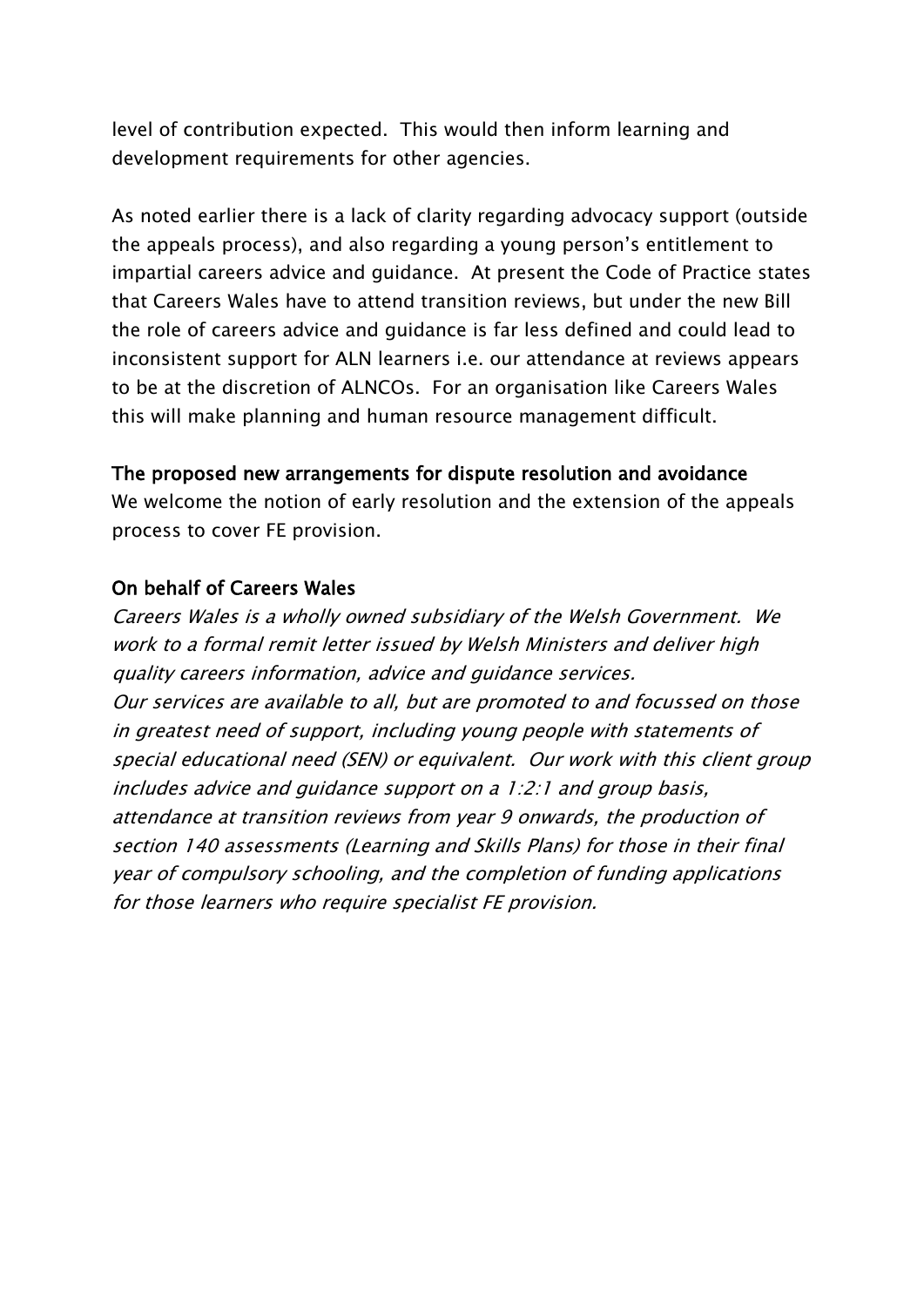level of contribution expected. This would then inform learning and development requirements for other agencies.

As noted earlier there is a lack of clarity regarding advocacy support (outside the appeals process), and also regarding a young person's entitlement to impartial careers advice and guidance. At present the Code of Practice states that Careers Wales have to attend transition reviews, but under the new Bill the role of careers advice and guidance is far less defined and could lead to inconsistent support for ALN learners i.e. our attendance at reviews appears to be at the discretion of ALNCOs. For an organisation like Careers Wales this will make planning and human resource management difficult.

**The proposed new arrangements for dispute resolution and avoidance**

We welcome the notion of early resolution and the extension of the appeals process to cover FE provision.

**On behalf of Careers Wales**

*Careers Wales is a wholly owned subsidiary of the Welsh Government. We work to a formal remit letter issued by Welsh Ministers and deliver high quality careers information, advice and guidance services.*

*Our services are available to all, but are promoted to and focussed on those in greatest need of support, including young people with statements of special educational need (SEN) or equivalent. Our work with this client group includes advice and guidance support on a 1:2:1 and group basis, attendance at transition reviews from year 9 onwards, the production of section 140 assessments (Learning and Skills Plans) for those in their final year of compulsory schooling, and the completion of funding applications for those learners who require specialist FE provision.*